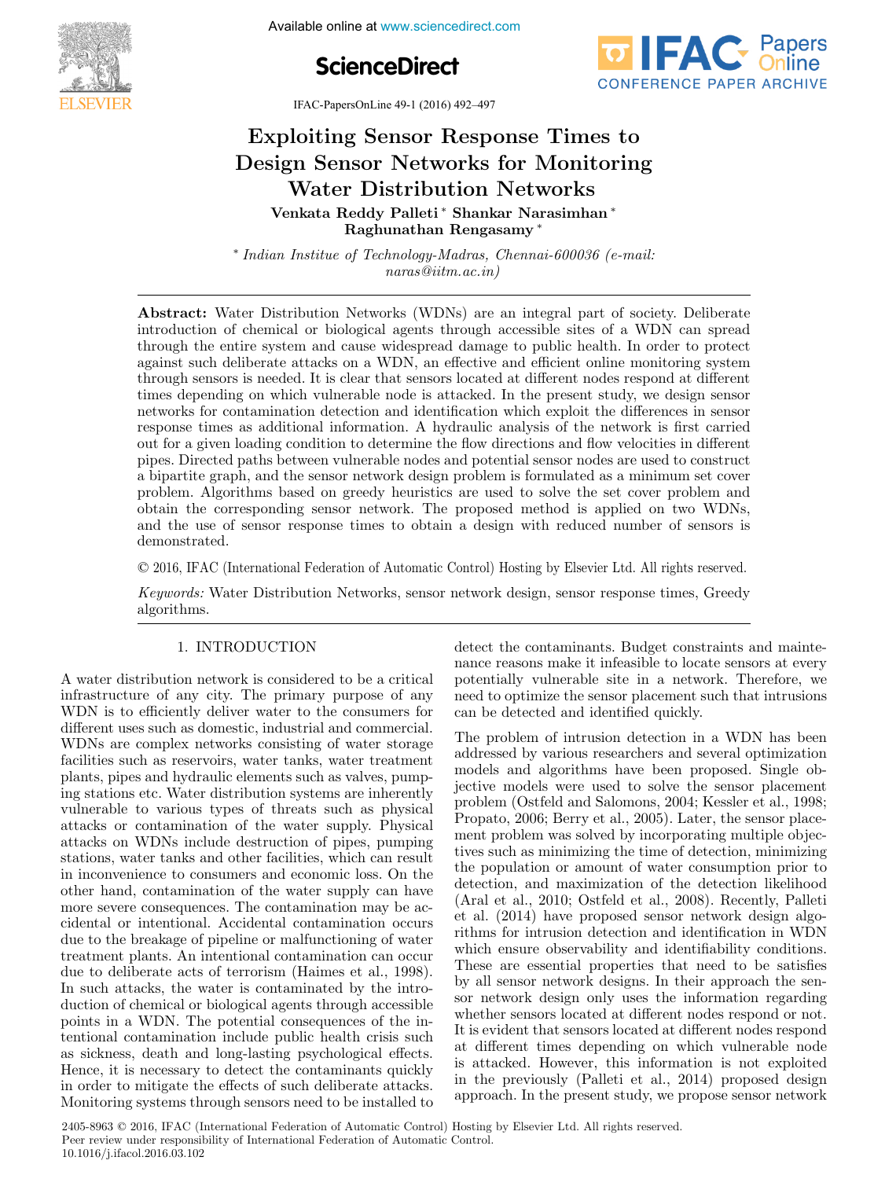# Exploiting Sensor Response Times to Design Sensor Networks for Monitoring Water Distribution Networks

**Venkata Reddy Palleti \* Shankar Narasimhan \* Raghunathan Rengasamy \***

\* *Indian Institue of Technology-Madras, Chennai-600036 (e-mail: naras@iitm.ac.in)*

**Abstract:** Water Distribution Networks (WDNs) are an integral part of society. Deliberate introduction of chemical or biological agents through accessible sites of a WDN can spread through the entire system and cause widespread damage to public health. In order to protect against such deliberate attacks on a WDN, an effective and efficient online monitoring system through sensors is needed. It is clear that sensors located at different nodes respond at different times depending on which vulnerable node is attacked. In the present study, we design sensor networks for contamination detection and identification which exploit the differences in sensor response times as additional information. A hydraulic analysis of the network is first carried out for a given loading condition to determine the flow directions and flow velocities in different pipes. Directed paths between vulnerable nodes and potential sensor nodes are used to construct a bipartite graph, and the sensor network design problem is formulated as a minimum set cover problem. Algorithms based on greedy heuristics are used to solve the set cover problem and obtain the corresponding sensor network. The proposed method is applied on two WDNs, and the use of sensor response times to obtain a design with reduced number of sensors is demonstrated.

© 2016, IFAC (International Federation of Automatic Control) Hosting by Elsevier Ltd. All rights reserved.

*Keywords:* Water Distribution Networks, sensor network design, sensor response times, Greedy algorithms.

## 1. INTRODUCTION

A water distribution network is considered to be a critical infrastructure of any city. The primary purpose of any WDN is to efficiently deliver water to the consumers for different uses such as domestic, industrial and commercial. WDNs are complex networks consisting of water storage facilities such as reservoirs, water tanks, water treatment plants, pipes and hydraulic elements such as valves, pumping stations etc. Water distribution systems are inherently vulnerable to various types of threats such as physical attacks or contamination of the water supply. Physical attacks on WDNs include destruction of pipes, pumping stations, water tanks and other facilities, which can result in inconvenience to consumers and economic loss. On the other hand, contamination of the water supply can have more severe consequences. The contamination may be accidental or intentional. Accidental contamination occurs due to the breakage of pipeline or malfunctioning of water treatment plants. An intentional contamination can occur due to deliberate acts of terrorism (Haimes et al., 1998). In such attacks, the water is contaminated by the introduction of chemical or biological agents through accessible points in a WDN. The potential consequences of the intentional contamination include public health crisis such as sickness, death and long-lasting psychological effects. Hence, it is necessary to detect the contaminants quickly in order to mitigate the effects of such deliberate attacks. Monitoring systems through sensors need to be installed to detect the contaminants. Budget constraints and maintenance reasons make it infeasible to locate sensors at every potentially vulnerable site in a network. Therefore, we need to optimize the sensor placement such that intrusions can be detected and identified quickly.

The problem of intrusion detection in a WDN has been addressed by various researchers and several optimization models and algorithms have been proposed. Single objective models were used to solve the sensor placement problem (Ostfeld and Salomons, 2004; Kessler et al., 1998; Propato, 2006; Berry et al., 2005). Later, the sensor placement problem was solved by incorporating multiple objectives such as minimizing the time of detection, minimizing the population or amount of water consumption prior to detection, and maximization of the detection likelihood (Aral et al., 2010; Ostfeld et al., 2008). Recently, Palleti et al. (2014) have proposed sensor network design algorithms for intrusion detection and identification in WDN which ensure observability and identifiability conditions. These are essential properties that need to be satisfies by all sensor network designs. In their approach the sensor network design only uses the information regarding whether sensors located at different nodes respond or not. It is evident that sensors located at different nodes respond at different times depending on which vulnerable node is attacked. However, this information is not exploited in the previously (Palleti et al., 2014) proposed design approach. In the present study, we propose sensor network

2405-8963 © 2016, IFAC (International Federation of Automatic Control) Hosting by Elsevier Ltd. All rights reserved.
Peer review under responsibility of International Federation of Automatic Control.
10.1016/j.ifacol.2016.03.102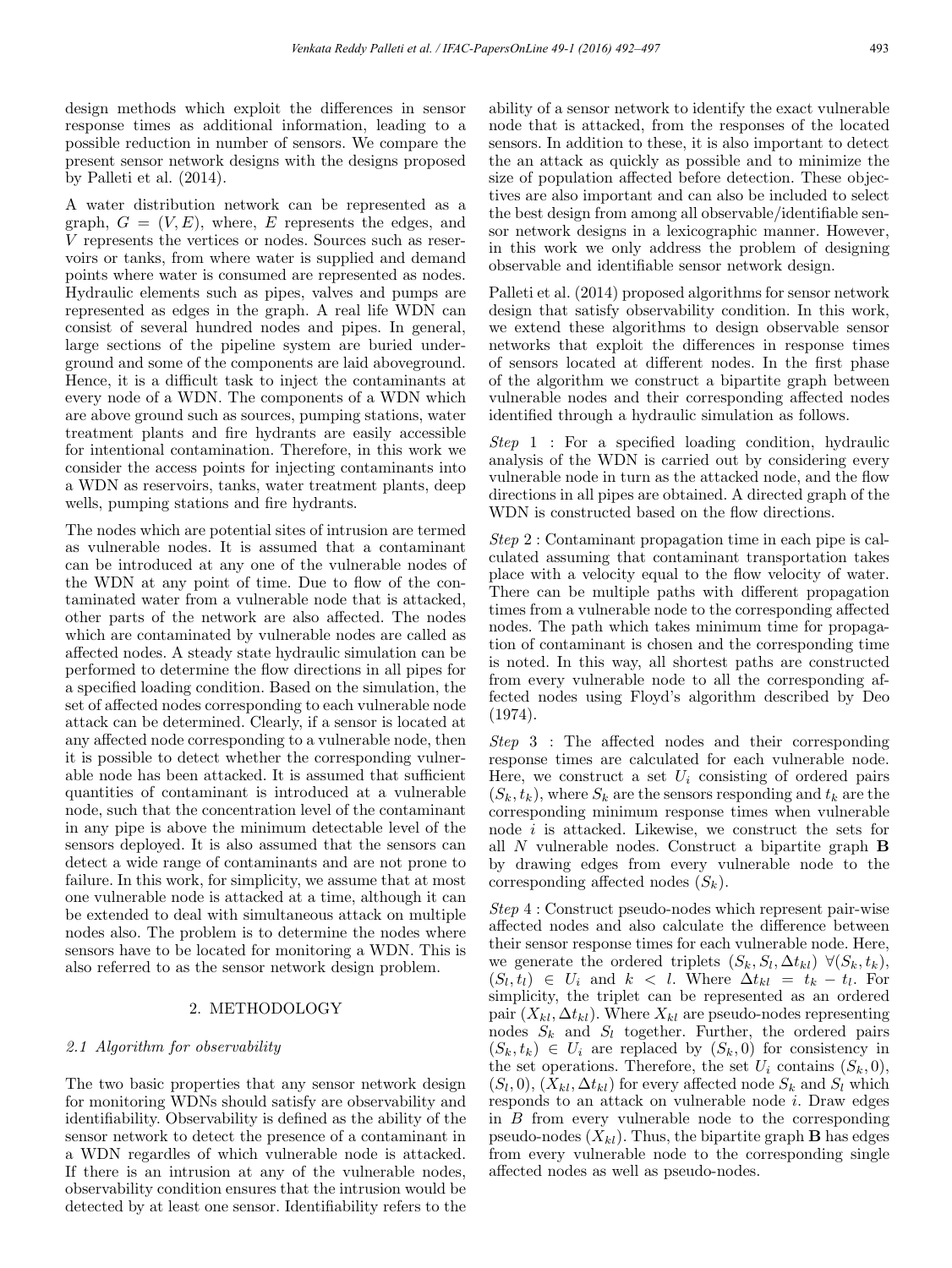design methods which exploit the differences in sensor response times as additional information, leading to a possible reduction in number of sensors. We compare the present sensor network designs with the designs proposed by Palleti et al. (2014).

A water distribution network can be represented as a graph, $G = (V, E)$, where, $E$ represents the edges, and $V$ represents the vertices or nodes. Sources such as reservoirs or tanks, from where water is supplied and demand points where water is consumed are represented as nodes. Hydraulic elements such as pipes, valves and pumps are represented as edges in the graph. A real life WDN can consist of several hundred nodes and pipes. In general, large sections of the pipeline system are buried underground and some of the components are laid aboveground. Hence, it is a difficult task to inject the contaminants at every node of a WDN. The components of a WDN which are above ground such as sources, pumping stations, water treatment plants and fire hydrants are easily accessible for intentional contamination. Therefore, in this work we consider the access points for injecting contaminants into a WDN as reservoirs, tanks, water treatment plants, deep wells, pumping stations and fire hydrants.

The nodes which are potential sites of intrusion are termed as vulnerable nodes. It is assumed that a contaminant can be introduced at any one of the vulnerable nodes of the WDN at any point of time. Due to flow of the contaminated water from a vulnerable node that is attacked, other parts of the network are also affected. The nodes which are contaminated by vulnerable nodes are called as affected nodes. A steady state hydraulic simulation can be performed to determine the flow directions in all pipes for a specified loading condition. Based on the simulation, the set of affected nodes corresponding to each vulnerable node attack can be determined. Clearly, if a sensor is located at any affected node corresponding to a vulnerable node, then it is possible to detect whether the corresponding vulnerable node has been attacked. It is assumed that sufficient quantities of contaminant is introduced at a vulnerable node, such that the concentration level of the contaminant in any pipe is above the minimum detectable level of the sensors deployed. It is also assumed that the sensors can detect a wide range of contaminants and are not prone to failure. In this work, for simplicity, we assume that at most one vulnerable node is attacked at a time, although it can be extended to deal with simultaneous attack on multiple nodes also. The problem is to determine the nodes where sensors have to be located for monitoring a WDN. This is also referred to as the sensor network design problem.

## 2. METHODOLOGY

### 2.1 Algorithm for observability

The two basic properties that any sensor network design for monitoring WDNs should satisfy are observability and identifiability. Observability is defined as the ability of the sensor network to detect the presence of a contaminant in a WDN regardles of which vulnerable node is attacked. If there is an intrusion at any of the vulnerable nodes, observability condition ensures that the intrusion would be detected by at least one sensor. Identifiability refers to the ability of a sensor network to identify the exact vulnerable node that is attacked, from the responses of the located sensors. In addition to these, it is also important to detect the an attack as quickly as possible and to minimize the size of population affected before detection. These objectives are also important and can also be included to select the best design from among all observable/identifiable sensor network designs in a lexicographic manner. However, in this work we only address the problem of designing observable and identifiable sensor network design.

Palleti et al. (2014) proposed algorithms for sensor network design that satisfy observability condition. In this work, we extend these algorithms to design observable sensor networks that exploit the differences in response times of sensors located at different nodes. In the first phase of the algorithm we construct a bipartite graph between vulnerable nodes and their corresponding affected nodes identified through a hydraulic simulation as follows.

*Step* 1 : For a specified loading condition, hydraulic analysis of the WDN is carried out by considering every vulnerable node in turn as the attacked node, and the flow directions in all pipes are obtained. A directed graph of the WDN is constructed based on the flow directions.

*Step* 2 : Contaminant propagation time in each pipe is calculated assuming that contaminant transportation takes place with a velocity equal to the flow velocity of water. There can be multiple paths with different propagation times from a vulnerable node to the corresponding affected nodes. The path which takes minimum time for propagation of contaminant is chosen and the corresponding time is noted. In this way, all shortest paths are constructed from every vulnerable node to all the corresponding affected nodes using Floyd's algorithm described by Deo (1974).

*Step* 3 : The affected nodes and their corresponding response times are calculated for each vulnerable node. Here, we construct a set $U_i$ consisting of ordered pairs $(S_k, t_k)$, where $S_k$ are the sensors responding and $t_k$ are the corresponding minimum response times when vulnerable node $i$ is attacked. Likewise, we construct the sets for all $N$ vulnerable nodes. Construct a bipartite graph $\mathbf{B}$ by drawing edges from every vulnerable node to the corresponding affected nodes $(S_k)$.

*Step* 4 : Construct pseudo-nodes which represent pair-wise affected nodes and also calculate the difference between their sensor response times for each vulnerable node. Here, we generate the ordered triplets $(S_k, S_l, \Delta t_{kl})$ $\forall (S_k, t_k)$, $(S_l, t_l) \in U_i$ and $k < l$. Where $\Delta t_{kl} = t_k - t_l$. For simplicity, the triplet can be represented as an ordered pair $(X_{kl}, \Delta t_{kl})$. Where $X_{kl}$ are pseudo-nodes representing nodes $S_k$ and $S_l$ together. Further, the ordered pairs $(S_k, t_k) \in U_i$ are replaced by $(S_k, 0)$ for consistency in the set operations. Therefore, the set $U_i$ contains $(S_k, 0)$, $(S_l, 0)$, $(X_{kl}, \Delta t_{kl})$ for every affected node $S_k$ and $S_l$ which responds to an attack on vulnerable node $i$. Draw edges in $B$ from every vulnerable node to the corresponding pseudo-nodes $(X_{kl})$. Thus, the bipartite graph $\mathbf{B}$ has edges from every vulnerable node to the corresponding single affected nodes as well as pseudo-nodes.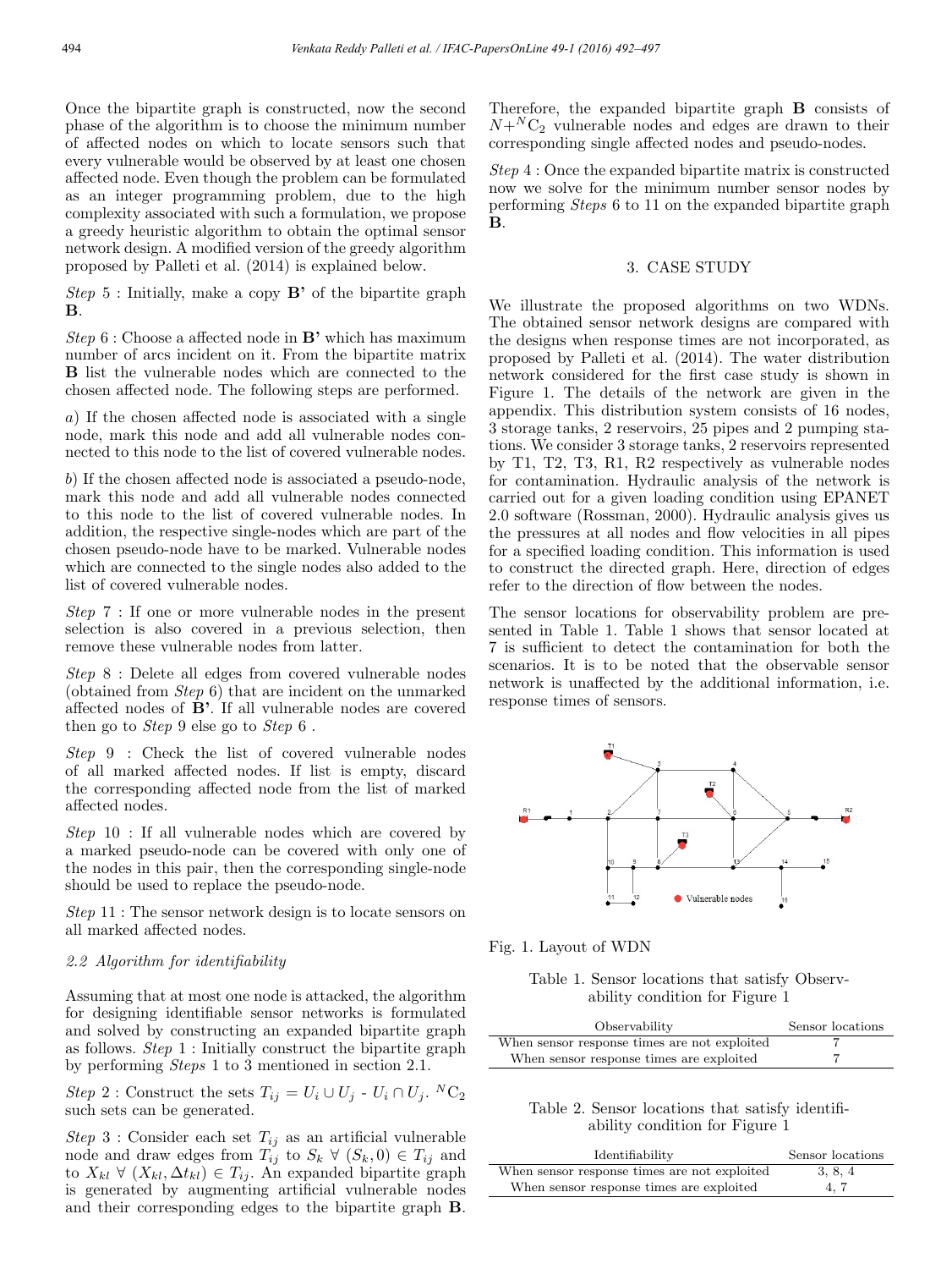Once the bipartite graph is constructed, now the second phase of the algorithm is to choose the minimum number of affected nodes on which to locate sensors such that every vulnerable would be observed by at least one chosen affected node. Even though the problem can be formulated as an integer programming problem, due to the high complexity associated with such a formulation, we propose a greedy heuristic algorithm to obtain the optimal sensor network design. A modified version of the greedy algorithm proposed by Palleti et al. (2014) is explained below.

*Step* 5 : Initially, make a copy **B'** of the bipartite graph **B**.

*Step* 6 : Choose a affected node in **B'** which has maximum number of arcs incident on it. From the bipartite matrix **B** list the vulnerable nodes which are connected to the chosen affected node. The following steps are performed.

*a*) If the chosen affected node is associated with a single node, mark this node and add all vulnerable nodes connected to this node to the list of covered vulnerable nodes.

*b*) If the chosen affected node is associated a pseudo-node, mark this node and add all vulnerable nodes connected to this node to the list of covered vulnerable nodes. In addition, the respective single-nodes which are part of the chosen pseudo-node have to be marked. Vulnerable nodes which are connected to the single nodes also added to the list of covered vulnerable nodes.

*Step* 7 : If one or more vulnerable nodes in the present selection is also covered in a previous selection, then remove these vulnerable nodes from latter.

*Step* 8 : Delete all edges from covered vulnerable nodes (obtained from *Step* 6) that are incident on the unmarked affected nodes of **B'**. If all vulnerable nodes are covered then go to *Step* 9 else go to *Step* 6 .

*Step* 9 : Check the list of covered vulnerable nodes of all marked affected nodes. If list is empty, discard the corresponding affected node from the list of marked affected nodes.

*Step* 10 : If all vulnerable nodes which are covered by a marked pseudo-node can be covered with only one of the nodes in this pair, then the corresponding single-node should be used to replace the pseudo-node.

*Step* 11 : The sensor network design is to locate sensors on all marked affected nodes.

### 2.2 Algorithm for identifiability

Assuming that at most one node is attacked, the algorithm for designing identifiable sensor networks is formulated and solved by constructing an expanded bipartite graph as follows. *Step* 1 : Initially construct the bipartite graph by performing *Steps* 1 to 3 mentioned in section 2.1.

*Step* 2 : Construct the sets $T_{ij} = U_i \cup U_j$ - $U_i \cap U_j$. ${}^N\mathrm{C}_2$ such sets can be generated.

*Step* 3 : Consider each set $T_{ij}$ as an artificial vulnerable node and draw edges from $T_{ij}$ to $S_k$ $\forall$ $(S_k, 0) \in T_{ij}$ and to $X_{kl}$ $\forall$ $(X_{kl}, \Delta t_{kl}) \in T_{ij}$. An expanded bipartite graph is generated by augmenting artificial vulnerable nodes and their corresponding edges to the bipartite graph **B**. Therefore, the expanded bipartite graph **B** consists of $N$+${}^N\mathrm{C}_2$ vulnerable nodes and edges are drawn to their corresponding single affected nodes and pseudo-nodes.

*Step* 4 : Once the expanded bipartite matrix is constructed now we solve for the minimum number sensor nodes by performing *Steps* 6 to 11 on the expanded bipartite graph **B**.

## 3. CASE STUDY

We illustrate the proposed algorithms on two WDNs. The obtained sensor network designs are compared with the designs when response times are not incorporated, as proposed by Palleti et al. (2014). The water distribution network considered for the first case study is shown in Figure 1. The details of the network are given in the appendix. This distribution system consists of 16 nodes, 3 storage tanks, 2 reservoirs, 25 pipes and 2 pumping stations. We consider 3 storage tanks, 2 reservoirs represented by T1, T2, T3, R1, R2 respectively as vulnerable nodes for contamination. Hydraulic analysis of the network is carried out for a given loading condition using EPANET 2.0 software (Rossman, 2000). Hydraulic analysis gives us the pressures at all nodes and flow velocities in all pipes for a specified loading condition. This information is used to construct the directed graph. Here, direction of edges refer to the direction of flow between the nodes.

The sensor locations for observability problem are presented in Table 1. Table 1 shows that sensor located at 7 is sufficient to detect the contamination for both the scenarios. It is to be noted that the observable sensor network is unaffected by the additional information, i.e. response times of sensors.

Fig. 1. Layout of WDN

Table 1. Sensor locations that satisfy Observability condition for Figure 1

| Observability | Sensor locations |
|---|---|
| When sensor response times are not exploited | 7 |
| When sensor response times are exploited | 7 |

Table 2. Sensor locations that satisfy identifiability condition for Figure 1

| Identifiability | Sensor locations |
|---|---|
| When sensor response times are not exploited | 3, 8, 4 |
| When sensor response times are exploited | 4, 7 |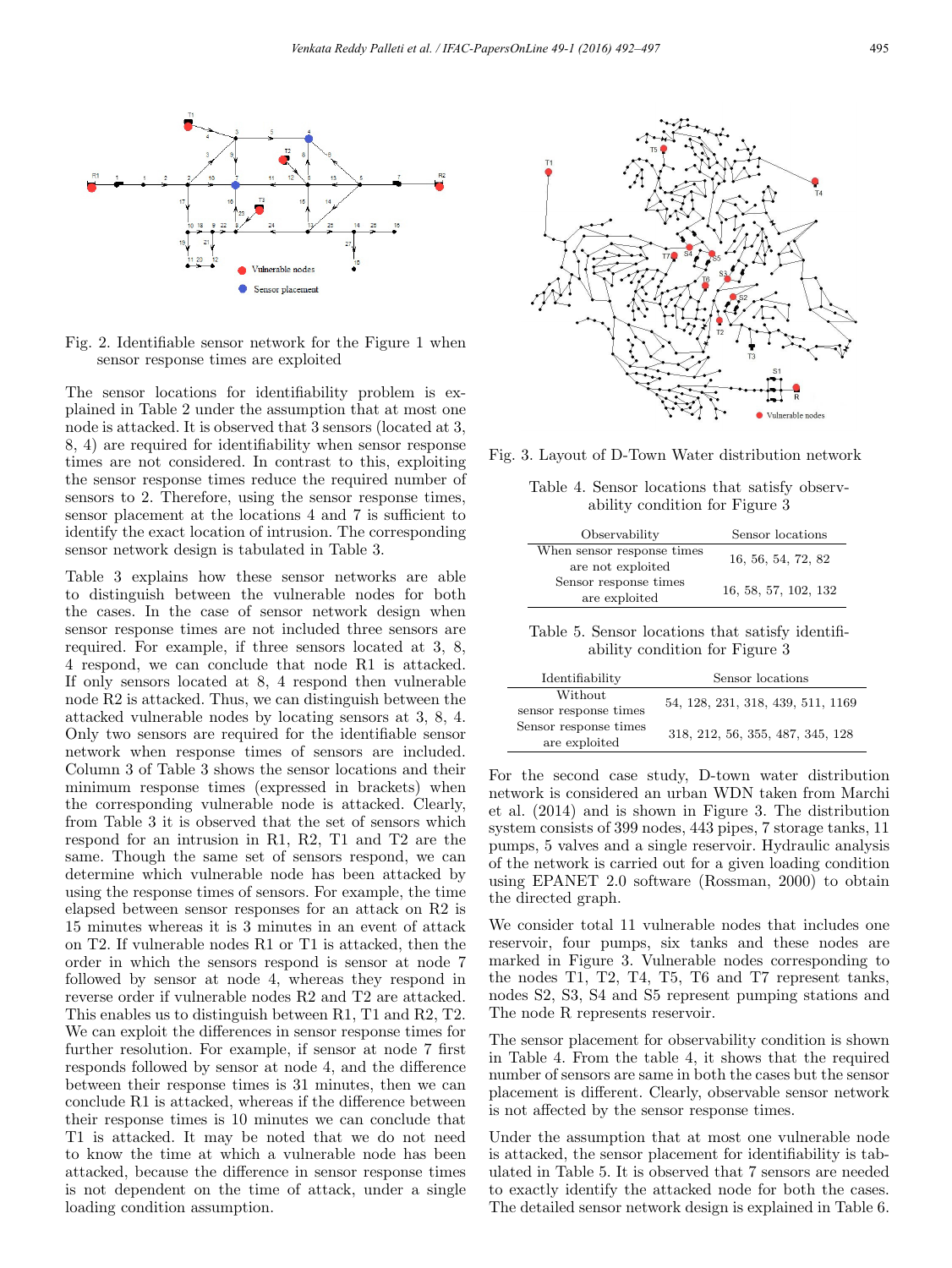Fig. 2. Identifiable sensor network for the Figure 1 when sensor response times are exploited

The sensor locations for identifiability problem is explained in Table 2 under the assumption that at most one node is attacked. It is observed that 3 sensors (located at 3, 8, 4) are required for identifiability when sensor response times are not considered. In contrast to this, exploiting the sensor response times reduce the required number of sensors to 2. Therefore, using the sensor response times, sensor placement at the locations 4 and 7 is sufficient to identify the exact location of intrusion. The corresponding sensor network design is tabulated in Table 3.

Table 3 explains how these sensor networks are able to distinguish between the vulnerable nodes for both the cases. In the case of sensor network design when sensor response times are not included three sensors are required. For example, if three sensors located at 3, 8, 4 respond, we can conclude that node R1 is attacked. If only sensors located at 8, 4 respond then vulnerable node R2 is attacked. Thus, we can distinguish between the attacked vulnerable nodes by locating sensors at 3, 8, 4. Only two sensors are required for the identifiable sensor network when response times of sensors are included. Column 3 of Table 3 shows the sensor locations and their minimum response times (expressed in brackets) when the corresponding vulnerable node is attacked. Clearly, from Table 3 it is observed that the set of sensors which respond for an intrusion in R1, R2, T1 and T2 are the same. Though the same set of sensors respond, we can determine which vulnerable node has been attacked by using the response times of sensors. For example, the time elapsed between sensor responses for an attack on R2 is 15 minutes whereas it is 3 minutes in an event of attack on T2. If vulnerable nodes R1 or T1 is attacked, then the order in which the sensors respond is sensor at node 7 followed by sensor at node 4, whereas they respond in reverse order if vulnerable nodes R2 and T2 are attacked. This enables us to distinguish between R1, T1 and R2, T2. We can exploit the differences in sensor response times for further resolution. For example, if sensor at node 7 first responds followed by sensor at node 4, and the difference between their response times is 31 minutes, then we can conclude R1 is attacked, whereas if the difference between their response times is 10 minutes we can conclude that T1 is attacked. It may be noted that we do not need to know the time at which a vulnerable node has been attacked, because the difference in sensor response times is not dependent on the time of attack, under a single loading condition assumption.

Fig. 3. Layout of D-Town Water distribution network

Table 4. Sensor locations that satisfy observability condition for Figure 3

| Observability | Sensor locations |
|---|---|
| When sensor response times are not exploited | 16, 56, 54, 72, 82 |
| Sensor response times are exploited | 16, 58, 57, 102, 132 |

Table 5. Sensor locations that satisfy identifiability condition for Figure 3

| Identifiability | Sensor locations |
|---|---|
| Without sensor response times | 54, 128, 231, 318, 439, 511, 1169 |
| Sensor response times are exploited | 318, 212, 56, 355, 487, 345, 128 |

For the second case study, D-town water distribution network is considered an urban WDN taken from Marchi et al. (2014) and is shown in Figure 3. The distribution system consists of 399 nodes, 443 pipes, 7 storage tanks, 11 pumps, 5 valves and a single reservoir. Hydraulic analysis of the network is carried out for a given loading condition using EPANET 2.0 software (Rossman, 2000) to obtain the directed graph.

We consider total 11 vulnerable nodes that includes one reservoir, four pumps, six tanks and these nodes are marked in Figure 3. Vulnerable nodes corresponding to the nodes T1, T2, T4, T5, T6 and T7 represent tanks, nodes S2, S3, S4 and S5 represent pumping stations and The node R represents reservoir.

The sensor placement for observability condition is shown in Table 4. From the table 4, it shows that the required number of sensors are same in both the cases but the sensor placement is different. Clearly, observable sensor network is not affected by the sensor response times.

Under the assumption that at most one vulnerable node is attacked, the sensor placement for identifiability is tabulated in Table 5. It is observed that 7 sensors are needed to exactly identify the attacked node for both the cases. The detailed sensor network design is explained in Table 6.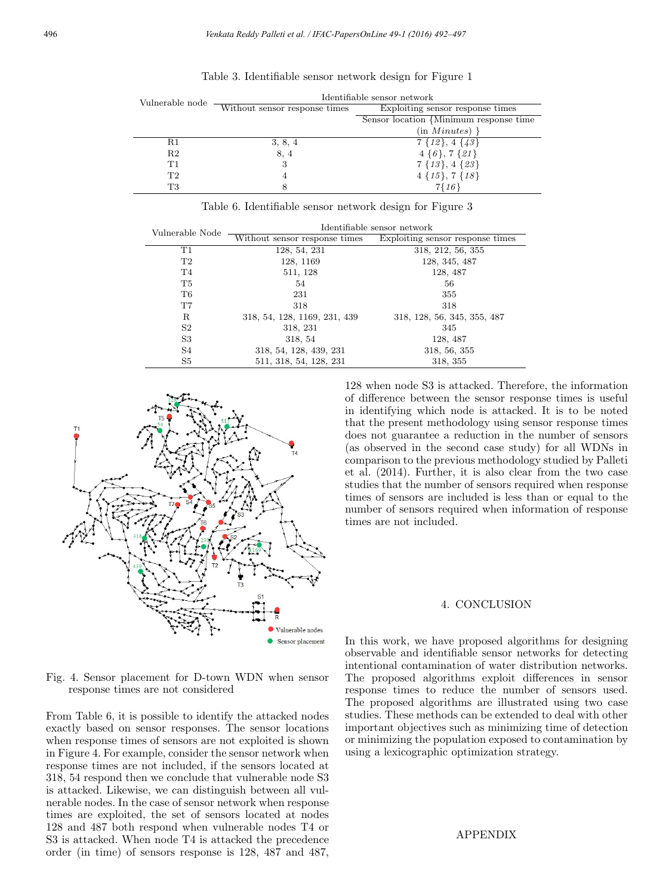Table 3. Identifiable sensor network design for Figure 1

| Vulnerable node | Identifiable sensor network | |
|---|---|---|
| | Without sensor response times | Exploiting sensor response times |
| | | Sensor location {Minimum response time (in *Minutes*) } |
| R1 | 3, 8, 4 | 7 {*12*}, 4 {*43*} |
| R2 | 8, 4 | 4 {*6*}, 7 {*21*} |
| T1 | 3 | 7 {*13*}, 4 {*23*} |
| T2 | 4 | 4 {*15*}, 7 {*18*} |
| T3 | 8 | 7{*16*} |

Table 6. Identifiable sensor network design for Figure 3

| Vulnerable Node | Identifiable sensor network | |
|---|---|---|
| | Without sensor response times | Exploiting sensor response times |
| T1 | 128, 54, 231 | 318, 212, 56, 355 |
| T2 | 128, 1169 | 128, 345, 487 |
| T4 | 511, 128 | 128, 487 |
| T5 | 54 | 56 |
| T6 | 231 | 355 |
| T7 | 318 | 318 |
| R | 318, 54, 128, 1169, 231, 439 | 318, 128, 56, 345, 355, 487 |
| S2 | 318, 231 | 345 |
| S3 | 318, 54 | 128, 487 |
| S4 | 318, 54, 128, 439, 231 | 318, 56, 355 |
| S5 | 511, 318, 54, 128, 231 | 318, 355 |

Fig. 4. Sensor placement for D-town WDN when sensor response times are not considered

From Table 6, it is possible to identify the attacked nodes exactly based on sensor responses. The sensor locations when response times of sensors are not exploited is shown in Figure 4. For example, consider the sensor network when response times are not included, if the sensors located at 318, 54 respond then we conclude that vulnerable node S3 is attacked. Likewise, we can distinguish between all vulnerable nodes. In the case of sensor network when response times are exploited, the set of sensors located at nodes 128 and 487 both respond when vulnerable nodes T4 or S3 is attacked. When node T4 is attacked the precedence order (in time) of sensors response is 128, 487 and 487, 128 when node S3 is attacked. Therefore, the information of difference between the sensor response times is useful in identifying which node is attacked. It is to be noted that the present methodology using sensor response times does not guarantee a reduction in the number of sensors (as observed in the second case study) for all WDNs in comparison to the previous methodology studied by Palleti et al. (2014). Further, it is also clear from the two case studies that the number of sensors required when response times of sensors are included is less than or equal to the number of sensors required when information of response times are not included.

## 4. CONCLUSION

In this work, we have proposed algorithms for designing observable and identifiable sensor networks for detecting intentional contamination of water distribution networks. The proposed algorithms exploit differences in sensor response times to reduce the number of sensors used. The proposed algorithms are illustrated using two case studies. These methods can be extended to deal with other important objectives such as minimizing time of detection or minimizing the population exposed to contamination by using a lexicographic optimization strategy.

## APPENDIX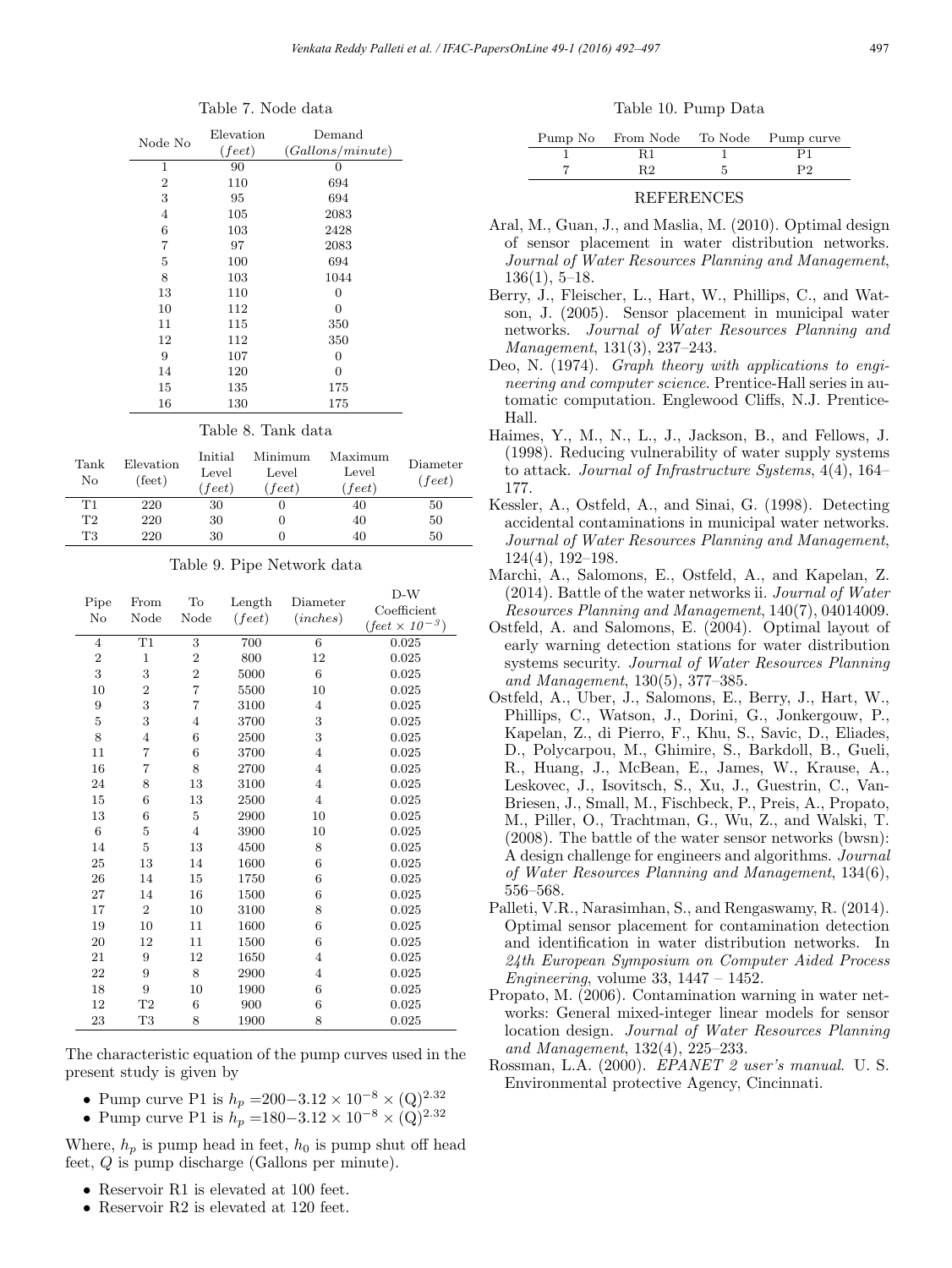Table 7. Node data

| Node No | Elevation (*feet*) | Demand (*Gallons/minute*) |
|---|---|---|
| 1 | 90 | 0 |
| 2 | 110 | 694 |
| 3 | 95 | 694 |
| 4 | 105 | 2083 |
| 6 | 103 | 2428 |
| 7 | 97 | 2083 |
| 5 | 100 | 694 |
| 8 | 103 | 1044 |
| 13 | 110 | 0 |
| 10 | 112 | 0 |
| 11 | 115 | 350 |
| 12 | 112 | 350 |
| 9 | 107 | 0 |
| 14 | 120 | 0 |
| 15 | 135 | 175 |
| 16 | 130 | 175 |

Table 8. Tank data

| Tank No | Elevation (feet) | Initial Level (*feet*) | Minimum Level (*feet*) | Maximum Level (*feet*) | Diameter (*feet*) |
|---|---|---|---|---|---|
| T1 | 220 | 30 | 0 | 40 | 50 |
| T2 | 220 | 30 | 0 | 40 | 50 |
| T3 | 220 | 30 | 0 | 40 | 50 |

Table 9. Pipe Network data

| Pipe No | From Node | To Node | Length (*feet*) | Diameter (*inches*) | D-W Coefficient ($feet \times 10^{-3}$) |
|---|---|---|---|---|---|
| 4 | T1 | 3 | 700 | 6 | 0.025 |
| 2 | 1 | 2 | 800 | 12 | 0.025 |
| 3 | 3 | 2 | 5000 | 6 | 0.025 |
| 10 | 2 | 7 | 5500 | 10 | 0.025 |
| 9 | 3 | 7 | 3100 | 4 | 0.025 |
| 5 | 3 | 4 | 3700 | 3 | 0.025 |
| 8 | 4 | 6 | 2500 | 3 | 0.025 |
| 11 | 7 | 6 | 3700 | 4 | 0.025 |
| 16 | 7 | 8 | 2700 | 4 | 0.025 |
| 24 | 8 | 13 | 3100 | 4 | 0.025 |
| 15 | 6 | 13 | 2500 | 4 | 0.025 |
| 13 | 6 | 5 | 2900 | 10 | 0.025 |
| 6 | 5 | 4 | 3900 | 10 | 0.025 |
| 14 | 5 | 13 | 4500 | 8 | 0.025 |
| 25 | 13 | 14 | 1600 | 6 | 0.025 |
| 26 | 14 | 15 | 1750 | 6 | 0.025 |
| 27 | 14 | 16 | 1500 | 6 | 0.025 |
| 17 | 2 | 10 | 3100 | 8 | 0.025 |
| 19 | 10 | 11 | 1600 | 6 | 0.025 |
| 20 | 12 | 11 | 1500 | 6 | 0.025 |
| 21 | 9 | 12 | 1650 | 4 | 0.025 |
| 22 | 9 | 8 | 2900 | 4 | 0.025 |
| 18 | 9 | 10 | 1900 | 6 | 0.025 |
| 12 | T2 | 6 | 900 | 6 | 0.025 |
| 23 | T3 | 8 | 1900 | 8 | 0.025 |

The characteristic equation of the pump curves used in the present study is given by

- Pump curve P1 is $h_p = 200 - 3.12 \times 10^{-8} \times (Q)^{2.32}$
- Pump curve P1 is $h_p = 180 - 3.12 \times 10^{-8} \times (Q)^{2.32}$

Where, $h_p$ is pump head in feet, $h_0$ is pump shut off head feet, $Q$ is pump discharge (Gallons per minute).

- Reservoir R1 is elevated at 100 feet.
- Reservoir R2 is elevated at 120 feet.

Table 10. Pump Data

| Pump No | From Node | To Node | Pump curve |
|---|---|---|---|
| 1 | R1 | 1 | P1 |
| 7 | R2 | 5 | P2 |

## REFERENCES

Aral, M., Guan, J., and Maslia, M. (2010). Optimal design of sensor placement in water distribution networks. *Journal of Water Resources Planning and Management*, 136(1), 5–18.

Berry, J., Fleischer, L., Hart, W., Phillips, C., and Watson, J. (2005). Sensor placement in municipal water networks. *Journal of Water Resources Planning and Management*, 131(3), 237–243.

Deo, N. (1974). *Graph theory with applications to engineering and computer science*. Prentice-Hall series in automatic computation. Englewood Cliffs, N.J. Prentice-Hall.

Haimes, Y., M., N., L., J., Jackson, B., and Fellows, J. (1998). Reducing vulnerability of water supply systems to attack. *Journal of Infrastructure Systems*, 4(4), 164–177.

Kessler, A., Ostfeld, A., and Sinai, G. (1998). Detecting accidental contaminations in municipal water networks. *Journal of Water Resources Planning and Management*, 124(4), 192–198.

Marchi, A., Salomons, E., Ostfeld, A., and Kapelan, Z. (2014). Battle of the water networks ii. *Journal of Water Resources Planning and Management*, 140(7), 04014009.

Ostfeld, A. and Salomons, E. (2004). Optimal layout of early warning detection stations for water distribution systems security. *Journal of Water Resources Planning and Management*, 130(5), 377–385.

Ostfeld, A., Uber, J., Salomons, E., Berry, J., Hart, W., Phillips, C., Watson, J., Dorini, G., Jonkergouw, P., Kapelan, Z., di Pierro, F., Khu, S., Savic, D., Eliades, D., Polycarpou, M., Ghimire, S., Barkdoll, B., Gueli, R., Huang, J., McBean, E., James, W., Krause, A., Leskovec, J., Isovitsch, S., Xu, J., Guestrin, C., VanBriesen, J., Small, M., Fischbeck, P., Preis, A., Propato, M., Piller, O., Trachtman, G., Wu, Z., and Walski, T. (2008). The battle of the water sensor networks (bwsn): A design challenge for engineers and algorithms. *Journal of Water Resources Planning and Management*, 134(6), 556–568.

Palleti, V.R., Narasimhan, S., and Rengaswamy, R. (2014). Optimal sensor placement for contamination detection and identification in water distribution networks. In *24th European Symposium on Computer Aided Process Engineering*, volume 33, 1447 – 1452.

Propato, M. (2006). Contamination warning in water networks: General mixed-integer linear models for sensor location design. *Journal of Water Resources Planning and Management*, 132(4), 225–233.

Rossman, L.A. (2000). *EPANET 2 user's manual*. U. S. Environmental protective Agency, Cincinnati.